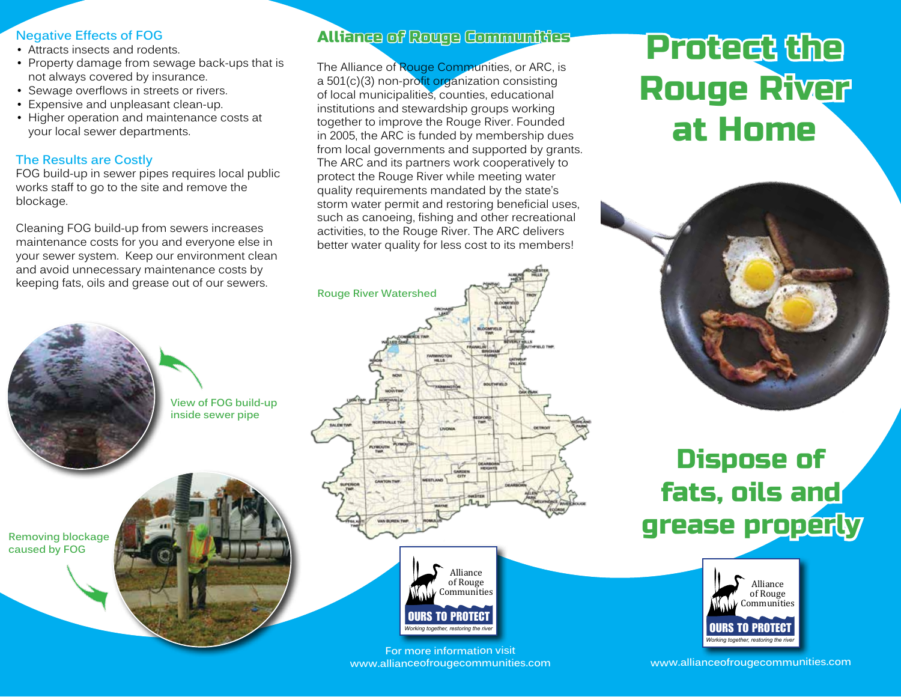## Negative Effects of FOG

- Attracts insects and rodents.
- Property damage from sewage back-ups that is not always covered by insurance.
- Sewage overflows in streets or rivers.
- Expensive and unpleasant clean-up.
- Higher operation and maintenance costs at your local sewer departments.

## The Results are Costly

FOG build-up in sewer pipes requires local public works staff to go to the site and remove the blockage.

Cleaning FOG build-up from sewers increases maintenance costs for you and everyone else in your sewer system. Keep our environment clean and avoid unnecessary maintenance costs by keeping fats, oils and grease out of our sewers.

View of FOG build-up inside sewer pipe

Removing blockage caused by FOG

## Alliance of Rouge Communities

The Alliance of Rouge Communities, or ARC, is a 501(c)(3) non-profit organization consisting of local municipalities, counties, educational institutions and stewardship groups working together to improve the Rouge River. Founded in 2005, the ARC is funded by membership dues from local governments and supported by grants. The ARC and its partners work cooperatively to protect the Rouge River while meeting water quality requirements mandated by the state's storm water permit and restoring beneficial uses, such as canoeing, fishing and other recreational activities, to the Rouge River. The ARC delivers better water quality for less cost to its members!

Rouge River Watershed

Alliance of Rouge Communities
OURS TO PROTECT
*Working together, restoring the river*

For more information visit
www.allianceofrougecommunities.com

# Protect the Rouge River at Home

## Dispose of fats, oils and grease properly

Alliance of Rouge Communities
OURS TO PROTECT
*Working together, restoring the river*

www.allianceofrougecommunities.com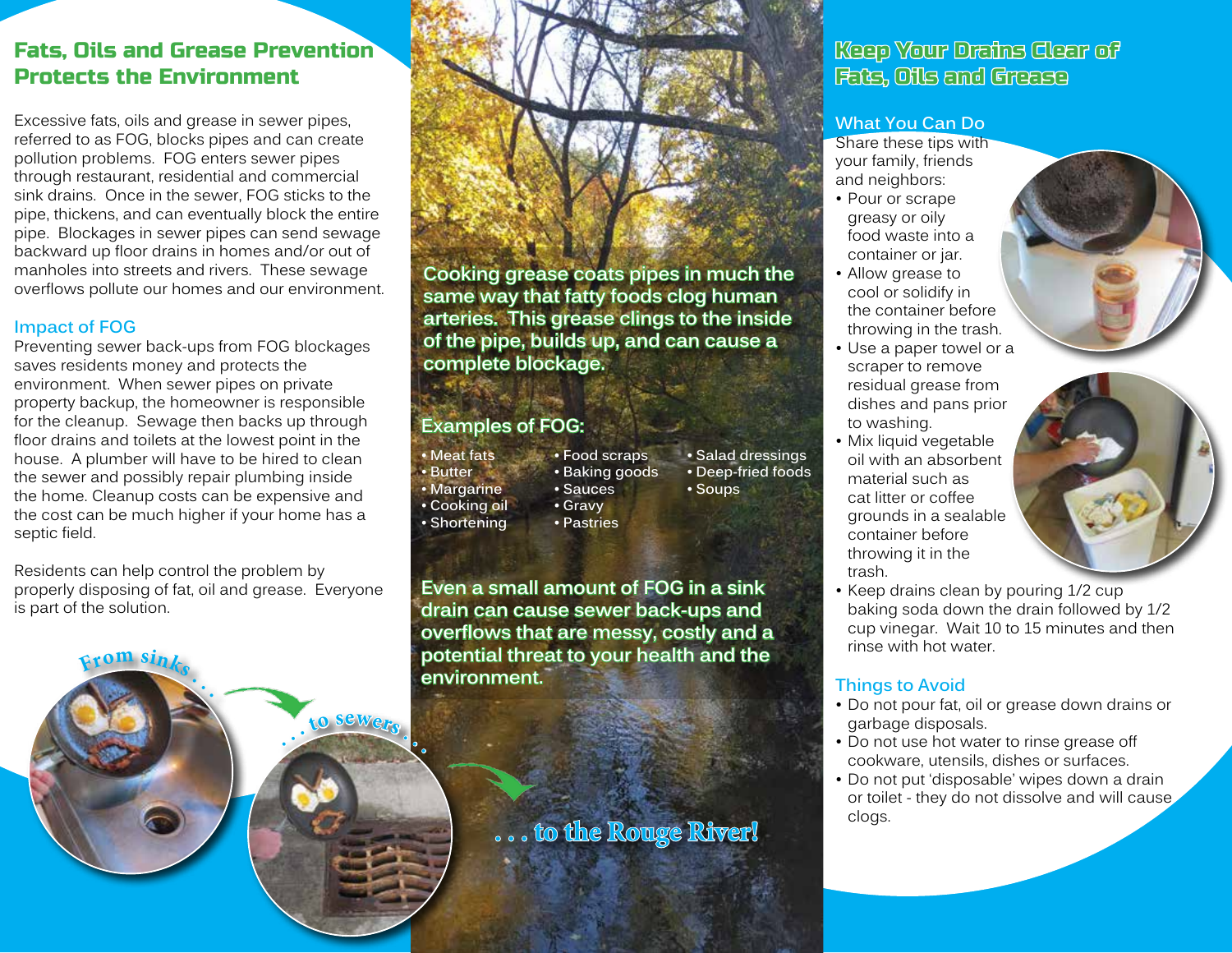## Fats, Oils and Grease Prevention Protects the Environment

Excessive fats, oils and grease in sewer pipes, referred to as FOG, blocks pipes and can create pollution problems. FOG enters sewer pipes through restaurant, residential and commercial sink drains. Once in the sewer, FOG sticks to the pipe, thickens, and can eventually block the entire pipe. Blockages in sewer pipes can send sewage backward up floor drains in homes and/or out of manholes into streets and rivers. These sewage overflows pollute our homes and our environment.

### Impact of FOG

Preventing sewer back-ups from FOG blockages saves residents money and protects the environment. When sewer pipes on private property backup, the homeowner is responsible for the cleanup. Sewage then backs up through floor drains and toilets at the lowest point in the house. A plumber will have to be hired to clean the sewer and possibly repair plumbing inside the home. Cleanup costs can be expensive and the cost can be much higher if your home has a septic field.

Residents can help control the problem by properly disposing of fat, oil and grease. Everyone is part of the solution.

From sinks . . .

. . . to sewers . . .

**Cooking grease coats pipes in much the same way that fatty foods clog human arteries. This grease clings to the inside of the pipe, builds up, and can cause a complete blockage.**

### Examples of FOG:

- Meat fats
- Butter
- Margarine
- Cooking oil
- Shortening
- Food scraps
- Baking goods
- Sauces
- Gravy
- Pastries
- Salad dressings
- Deep-fried foods
- Soups

**Even a small amount of FOG in a sink drain can cause sewer back-ups and overflows that are messy, costly and a potential threat to your health and the environment.**

. . . to the Rouge River!

## Keep Your Drains Clear of Fats, Oils and Grease

### What You Can Do

Share these tips with your family, friends and neighbors:

- Pour or scrape greasy or oily food waste into a container or jar.
- Allow grease to cool or solidify in the container before throwing in the trash.
- Use a paper towel or a scraper to remove residual grease from dishes and pans prior to washing.
- Mix liquid vegetable oil with an absorbent material such as cat litter or coffee grounds in a sealable container before throwing it in the trash.
- Keep drains clean by pouring 1/2 cup baking soda down the drain followed by 1/2 cup vinegar. Wait 10 to 15 minutes and then rinse with hot water.

### Things to Avoid

- Do not pour fat, oil or grease down drains or garbage disposals.
- Do not use hot water to rinse grease off cookware, utensils, dishes or surfaces.
- Do not put 'disposable' wipes down a drain or toilet - they do not dissolve and will cause clogs.